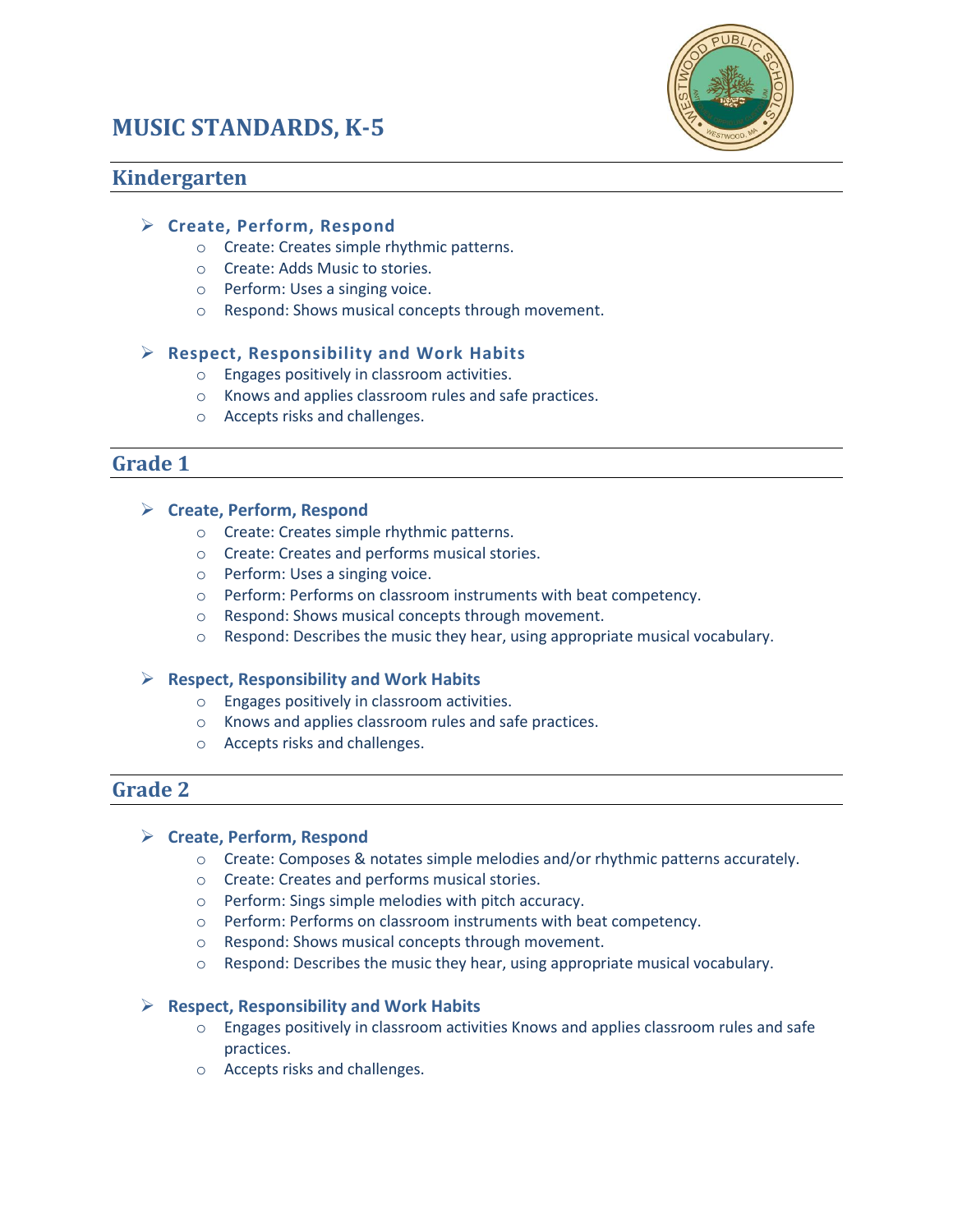# MUSIC STANDARDS, K-5

## Kindergarten

- **Create, Perform, Respond**
  - Create: Creates simple rhythmic patterns.
  - Create: Adds Music to stories.
  - Perform: Uses a singing voice.
  - Respond: Shows musical concepts through movement.

- **Respect, Responsibility and Work Habits**
  - Engages positively in classroom activities.
  - Knows and applies classroom rules and safe practices.
  - Accepts risks and challenges.

## Grade 1

- **Create, Perform, Respond**
  - Create: Creates simple rhythmic patterns.
  - Create: Creates and performs musical stories.
  - Perform: Uses a singing voice.
  - Perform: Performs on classroom instruments with beat competency.
  - Respond: Shows musical concepts through movement.
  - Respond: Describes the music they hear, using appropriate musical vocabulary.

- **Respect, Responsibility and Work Habits**
  - Engages positively in classroom activities.
  - Knows and applies classroom rules and safe practices.
  - Accepts risks and challenges.

## Grade 2

- **Create, Perform, Respond**
  - Create: Composes & notates simple melodies and/or rhythmic patterns accurately.
  - Create: Creates and performs musical stories.
  - Perform: Sings simple melodies with pitch accuracy.
  - Perform: Performs on classroom instruments with beat competency.
  - Respond: Shows musical concepts through movement.
  - Respond: Describes the music they hear, using appropriate musical vocabulary.

- **Respect, Responsibility and Work Habits**
  - Engages positively in classroom activities Knows and applies classroom rules and safe practices.
  - Accepts risks and challenges.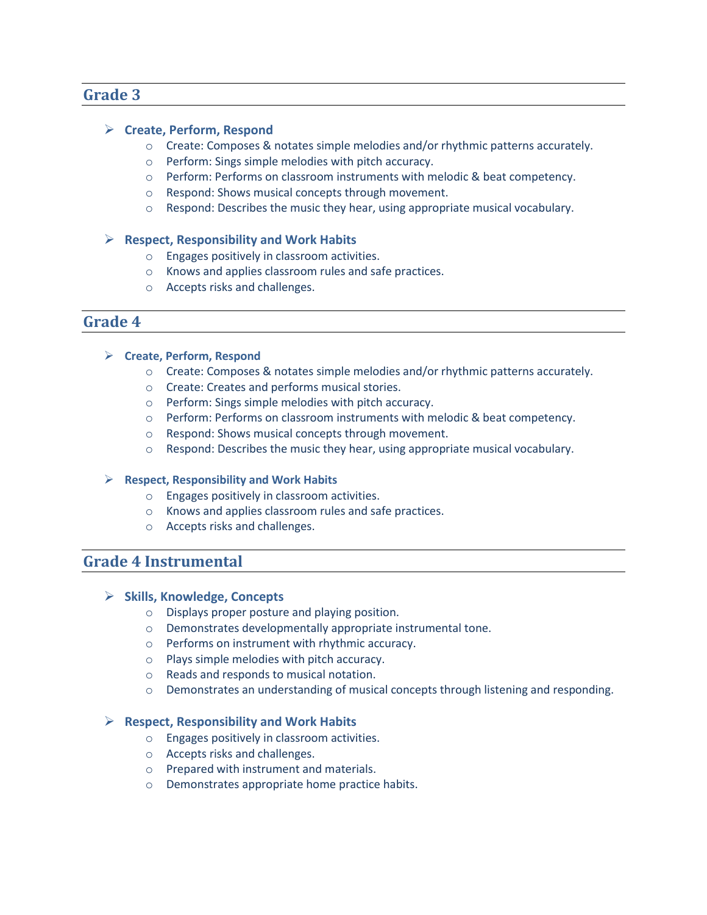## Grade 3

- **Create, Perform, Respond**
    - Create: Composes & notates simple melodies and/or rhythmic patterns accurately.
    - Perform: Sings simple melodies with pitch accuracy.
    - Perform: Performs on classroom instruments with melodic & beat competency.
    - Respond: Shows musical concepts through movement.
    - Respond: Describes the music they hear, using appropriate musical vocabulary.

- **Respect, Responsibility and Work Habits**
    - Engages positively in classroom activities.
    - Knows and applies classroom rules and safe practices.
    - Accepts risks and challenges.

## Grade 4

- **Create, Perform, Respond**
    - Create: Composes & notates simple melodies and/or rhythmic patterns accurately.
    - Create: Creates and performs musical stories.
    - Perform: Sings simple melodies with pitch accuracy.
    - Perform: Performs on classroom instruments with melodic & beat competency.
    - Respond: Shows musical concepts through movement.
    - Respond: Describes the music they hear, using appropriate musical vocabulary.

- **Respect, Responsibility and Work Habits**
    - Engages positively in classroom activities.
    - Knows and applies classroom rules and safe practices.
    - Accepts risks and challenges.

## Grade 4 Instrumental

- **Skills, Knowledge, Concepts**
    - Displays proper posture and playing position.
    - Demonstrates developmentally appropriate instrumental tone.
    - Performs on instrument with rhythmic accuracy.
    - Plays simple melodies with pitch accuracy.
    - Reads and responds to musical notation.
    - Demonstrates an understanding of musical concepts through listening and responding.

- **Respect, Responsibility and Work Habits**
    - Engages positively in classroom activities.
    - Accepts risks and challenges.
    - Prepared with instrument and materials.
    - Demonstrates appropriate home practice habits.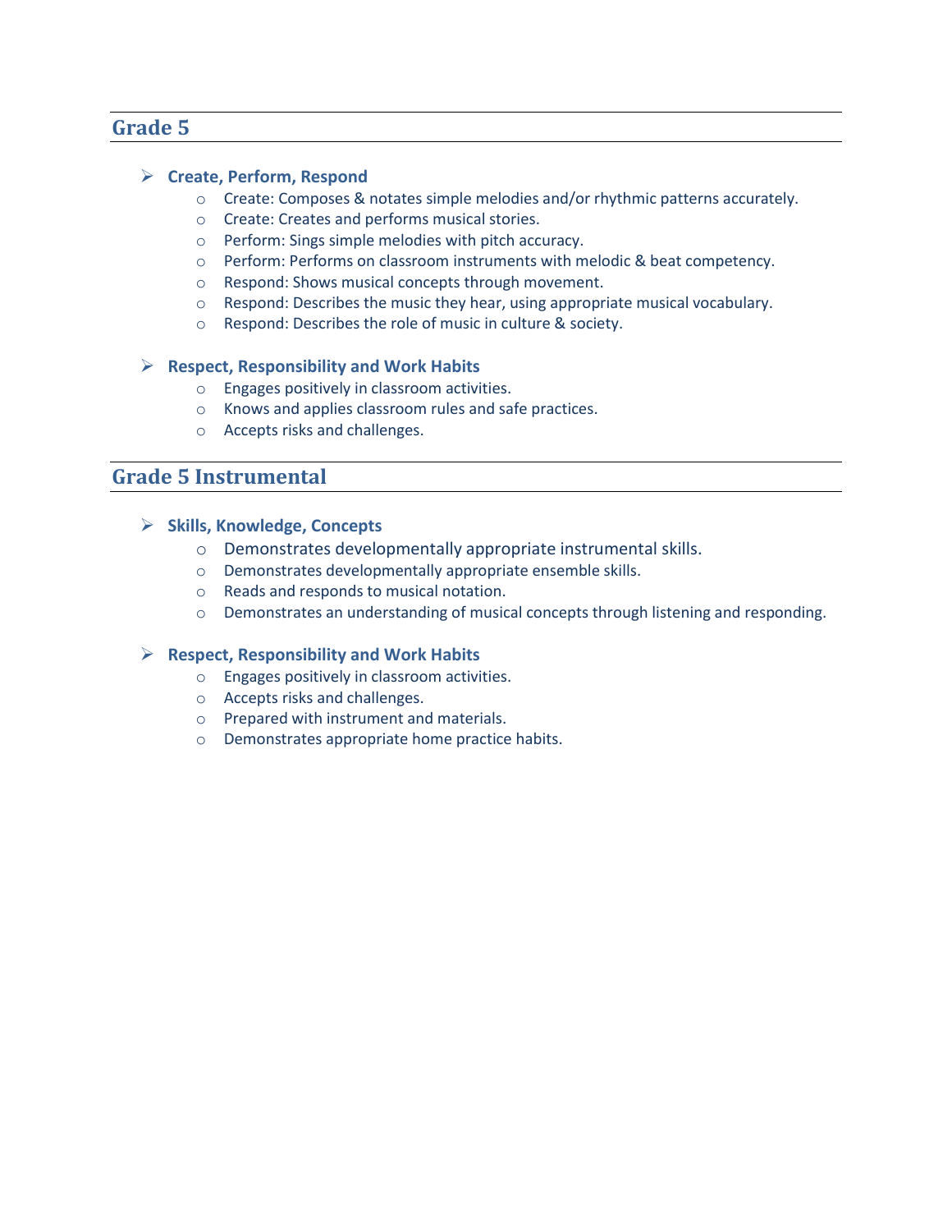## Grade 5

- **Create, Perform, Respond**
  - Create: Composes & notates simple melodies and/or rhythmic patterns accurately.
  - Create: Creates and performs musical stories.
  - Perform: Sings simple melodies with pitch accuracy.
  - Perform: Performs on classroom instruments with melodic & beat competency.
  - Respond: Shows musical concepts through movement.
  - Respond: Describes the music they hear, using appropriate musical vocabulary.
  - Respond: Describes the role of music in culture & society.

- **Respect, Responsibility and Work Habits**
  - Engages positively in classroom activities.
  - Knows and applies classroom rules and safe practices.
  - Accepts risks and challenges.

## Grade 5 Instrumental

- **Skills, Knowledge, Concepts**
  - Demonstrates developmentally appropriate instrumental skills.
  - Demonstrates developmentally appropriate ensemble skills.
  - Reads and responds to musical notation.
  - Demonstrates an understanding of musical concepts through listening and responding.

- **Respect, Responsibility and Work Habits**
  - Engages positively in classroom activities.
  - Accepts risks and challenges.
  - Prepared with instrument and materials.
  - Demonstrates appropriate home practice habits.